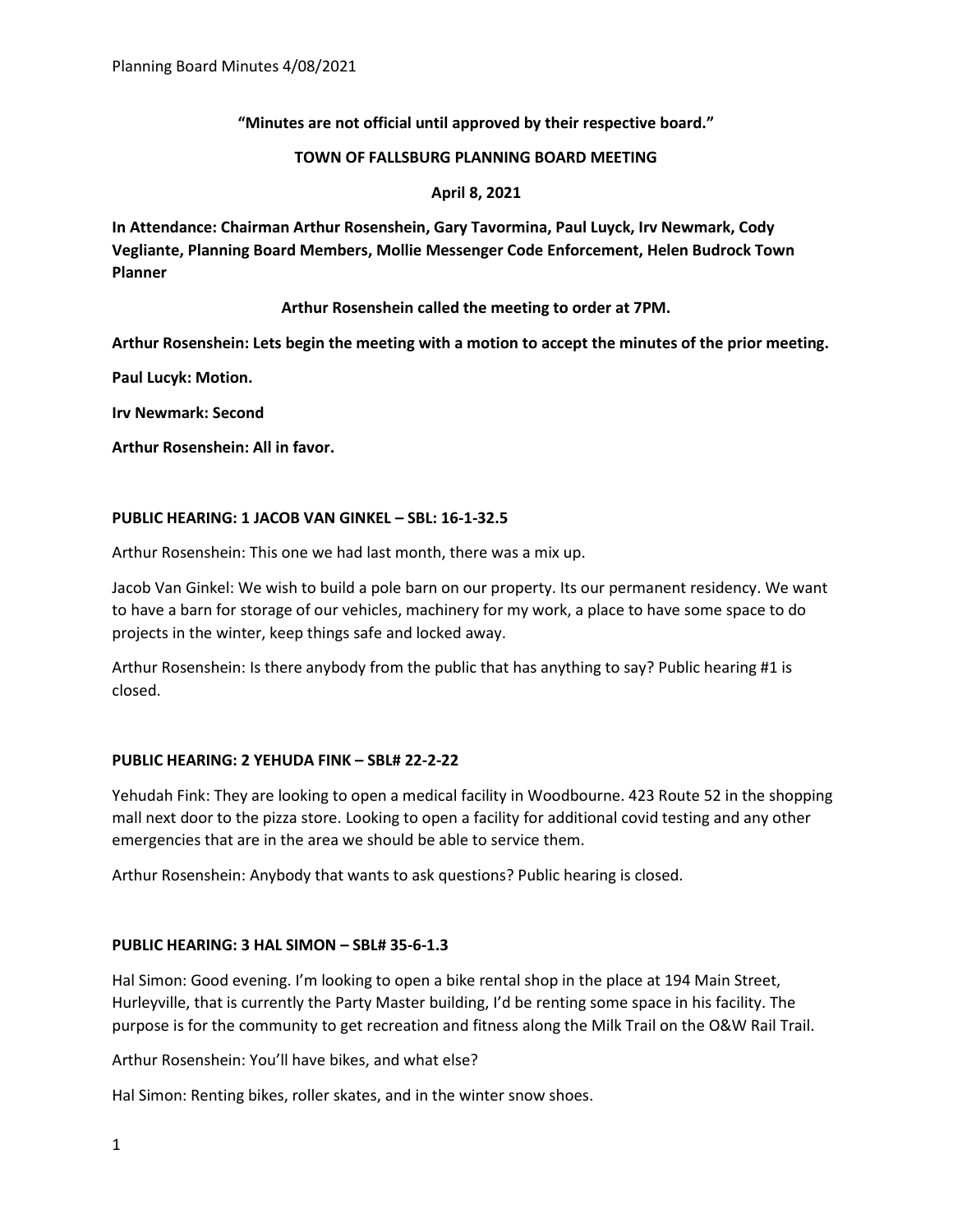**"Minutes are not official until approved by their respective board."**

**TOWN OF FALLSBURG PLANNING BOARD MEETING**

**April 8, 2021**

**In Attendance: Chairman Arthur Rosenshein, Gary Tavormina, Paul Luyck, Irv Newmark, Cody Vegliante, Planning Board Members, Mollie Messenger Code Enforcement, Helen Budrock Town Planner**

**Arthur Rosenshein called the meeting to order at 7PM.**

**Arthur Rosenshein: Lets begin the meeting with a motion to accept the minutes of the prior meeting.**

**Paul Lucyk: Motion.**

**Irv Newmark: Second**

**Arthur Rosenshein: All in favor.**

**PUBLIC HEARING: 1 JACOB VAN GINKEL – SBL: 16-1-32.5**

Arthur Rosenshein: This one we had last month, there was a mix up.

Jacob Van Ginkel: We wish to build a pole barn on our property. Its our permanent residency. We want to have a barn for storage of our vehicles, machinery for my work, a place to have some space to do projects in the winter, keep things safe and locked away.

Arthur Rosenshein: Is there anybody from the public that has anything to say? Public hearing #1 is closed.

**PUBLIC HEARING: 2 YEHUDA FINK – SBL# 22-2-22**

Yehudah Fink: They are looking to open a medical facility in Woodbourne. 423 Route 52 in the shopping mall next door to the pizza store. Looking to open a facility for additional covid testing and any other emergencies that are in the area we should be able to service them.

Arthur Rosenshein: Anybody that wants to ask questions? Public hearing is closed.

**PUBLIC HEARING: 3 HAL SIMON – SBL# 35-6-1.3**

Hal Simon: Good evening. I'm looking to open a bike rental shop in the place at 194 Main Street, Hurleyville, that is currently the Party Master building, I'd be renting some space in his facility. The purpose is for the community to get recreation and fitness along the Milk Trail on the O&W Rail Trail.

Arthur Rosenshein: You'll have bikes, and what else?

Hal Simon: Renting bikes, roller skates, and in the winter snow shoes.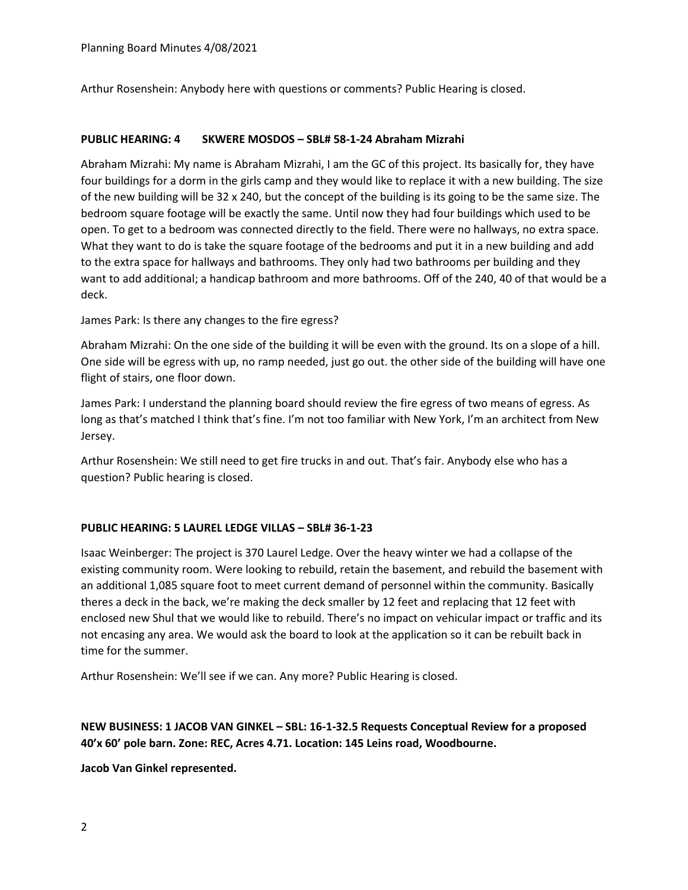Arthur Rosenshein: Anybody here with questions or comments? Public Hearing is closed.

**PUBLIC HEARING: 4 SKWERE MOSDOS – SBL# 58-1-24 Abraham Mizrahi**

Abraham Mizrahi: My name is Abraham Mizrahi, I am the GC of this project. Its basically for, they have four buildings for a dorm in the girls camp and they would like to replace it with a new building. The size of the new building will be 32 x 240, but the concept of the building is its going to be the same size. The bedroom square footage will be exactly the same. Until now they had four buildings which used to be open. To get to a bedroom was connected directly to the field. There were no hallways, no extra space. What they want to do is take the square footage of the bedrooms and put it in a new building and add to the extra space for hallways and bathrooms. They only had two bathrooms per building and they want to add additional; a handicap bathroom and more bathrooms. Off of the 240, 40 of that would be a deck.

James Park: Is there any changes to the fire egress?

Abraham Mizrahi: On the one side of the building it will be even with the ground. Its on a slope of a hill. One side will be egress with up, no ramp needed, just go out. the other side of the building will have one flight of stairs, one floor down.

James Park: I understand the planning board should review the fire egress of two means of egress. As long as that's matched I think that's fine. I'm not too familiar with New York, I'm an architect from New Jersey.

Arthur Rosenshein: We still need to get fire trucks in and out. That's fair. Anybody else who has a question? Public hearing is closed.

**PUBLIC HEARING: 5 LAUREL LEDGE VILLAS – SBL# 36-1-23**

Isaac Weinberger: The project is 370 Laurel Ledge. Over the heavy winter we had a collapse of the existing community room. Were looking to rebuild, retain the basement, and rebuild the basement with an additional 1,085 square foot to meet current demand of personnel within the community. Basically theres a deck in the back, we're making the deck smaller by 12 feet and replacing that 12 feet with enclosed new Shul that we would like to rebuild. There's no impact on vehicular impact or traffic and its not encasing any area. We would ask the board to look at the application so it can be rebuilt back in time for the summer.

Arthur Rosenshein: We'll see if we can. Any more? Public Hearing is closed.

**NEW BUSINESS: 1 JACOB VAN GINKEL – SBL: 16-1-32.5 Requests Conceptual Review for a proposed 40'x 60' pole barn. Zone: REC, Acres 4.71. Location: 145 Leins road, Woodbourne.**

**Jacob Van Ginkel represented.**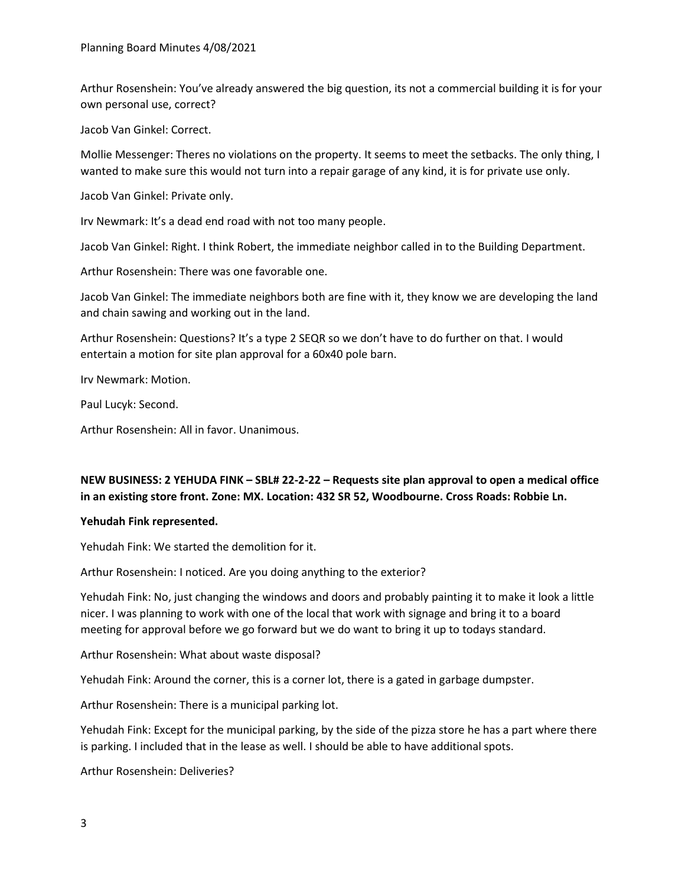Arthur Rosenshein: You've already answered the big question, its not a commercial building it is for your own personal use, correct?

Jacob Van Ginkel: Correct.

Mollie Messenger: Theres no violations on the property. It seems to meet the setbacks. The only thing, I wanted to make sure this would not turn into a repair garage of any kind, it is for private use only.

Jacob Van Ginkel: Private only.

Irv Newmark: It's a dead end road with not too many people.

Jacob Van Ginkel: Right. I think Robert, the immediate neighbor called in to the Building Department.

Arthur Rosenshein: There was one favorable one.

Jacob Van Ginkel: The immediate neighbors both are fine with it, they know we are developing the land and chain sawing and working out in the land.

Arthur Rosenshein: Questions? It's a type 2 SEQR so we don't have to do further on that. I would entertain a motion for site plan approval for a 60x40 pole barn.

Irv Newmark: Motion.

Paul Lucyk: Second.

Arthur Rosenshein: All in favor. Unanimous.

**NEW BUSINESS: 2 YEHUDA FINK – SBL# 22-2-22 – Requests site plan approval to open a medical office in an existing store front. Zone: MX. Location: 432 SR 52, Woodbourne. Cross Roads: Robbie Ln.**

**Yehudah Fink represented.**

Yehudah Fink: We started the demolition for it.

Arthur Rosenshein: I noticed. Are you doing anything to the exterior?

Yehudah Fink: No, just changing the windows and doors and probably painting it to make it look a little nicer. I was planning to work with one of the local that work with signage and bring it to a board meeting for approval before we go forward but we do want to bring it up to todays standard.

Arthur Rosenshein: What about waste disposal?

Yehudah Fink: Around the corner, this is a corner lot, there is a gated in garbage dumpster.

Arthur Rosenshein: There is a municipal parking lot.

Yehudah Fink: Except for the municipal parking, by the side of the pizza store he has a part where there is parking. I included that in the lease as well. I should be able to have additional spots.

Arthur Rosenshein: Deliveries?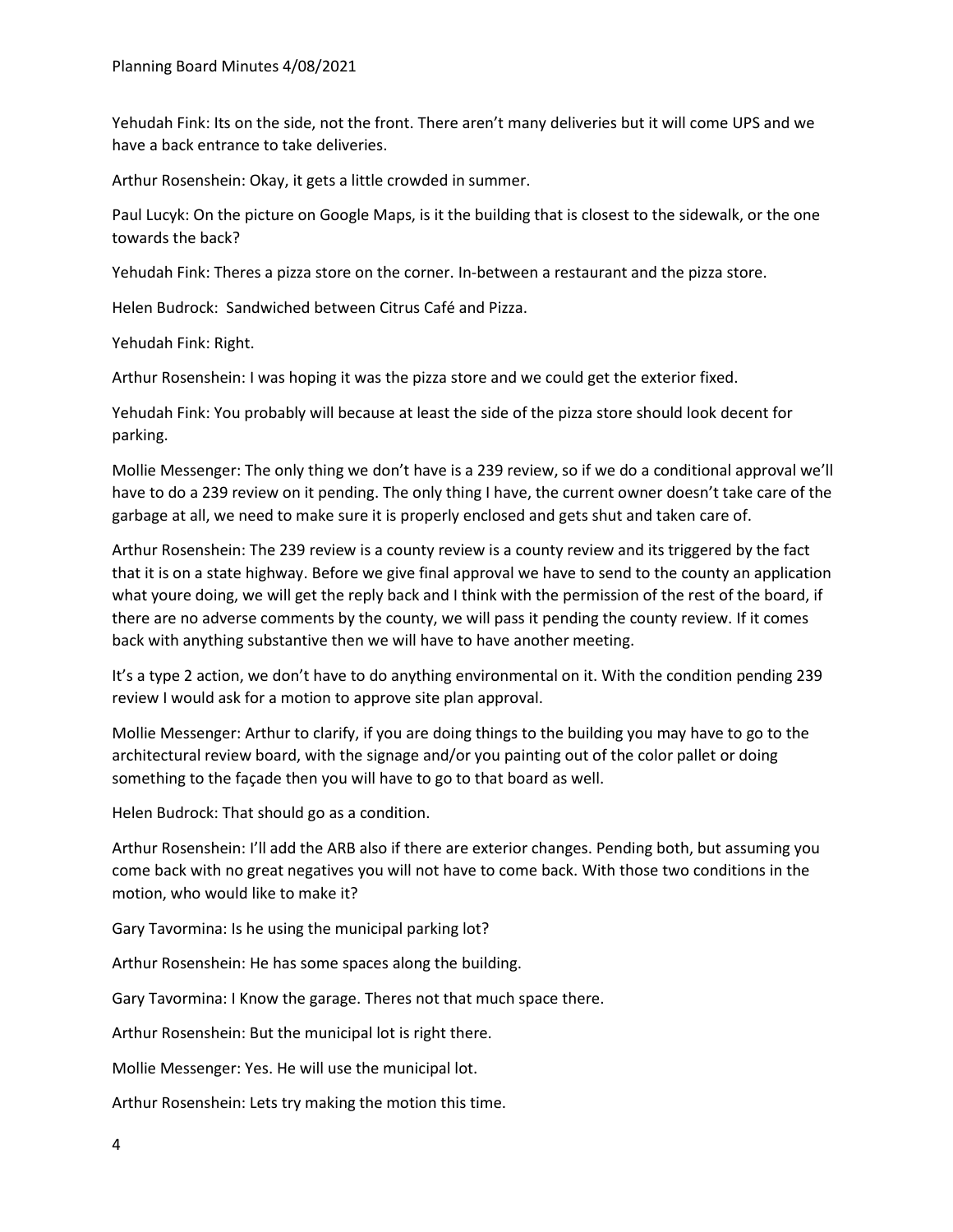Yehudah Fink: Its on the side, not the front. There aren't many deliveries but it will come UPS and we have a back entrance to take deliveries.

Arthur Rosenshein: Okay, it gets a little crowded in summer.

Paul Lucyk: On the picture on Google Maps, is it the building that is closest to the sidewalk, or the one towards the back?

Yehudah Fink: Theres a pizza store on the corner. In-between a restaurant and the pizza store.

Helen Budrock: Sandwiched between Citrus Café and Pizza.

Yehudah Fink: Right.

Arthur Rosenshein: I was hoping it was the pizza store and we could get the exterior fixed.

Yehudah Fink: You probably will because at least the side of the pizza store should look decent for parking.

Mollie Messenger: The only thing we don't have is a 239 review, so if we do a conditional approval we'll have to do a 239 review on it pending. The only thing I have, the current owner doesn't take care of the garbage at all, we need to make sure it is properly enclosed and gets shut and taken care of.

Arthur Rosenshein: The 239 review is a county review is a county review and its triggered by the fact that it is on a state highway. Before we give final approval we have to send to the county an application what youre doing, we will get the reply back and I think with the permission of the rest of the board, if there are no adverse comments by the county, we will pass it pending the county review. If it comes back with anything substantive then we will have to have another meeting.

It's a type 2 action, we don't have to do anything environmental on it. With the condition pending 239 review I would ask for a motion to approve site plan approval.

Mollie Messenger: Arthur to clarify, if you are doing things to the building you may have to go to the architectural review board, with the signage and/or you painting out of the color pallet or doing something to the façade then you will have to go to that board as well.

Helen Budrock: That should go as a condition.

Arthur Rosenshein: I'll add the ARB also if there are exterior changes. Pending both, but assuming you come back with no great negatives you will not have to come back. With those two conditions in the motion, who would like to make it?

Gary Tavormina: Is he using the municipal parking lot?

Arthur Rosenshein: He has some spaces along the building.

Gary Tavormina: I Know the garage. Theres not that much space there.

Arthur Rosenshein: But the municipal lot is right there.

Mollie Messenger: Yes. He will use the municipal lot.

Arthur Rosenshein: Lets try making the motion this time.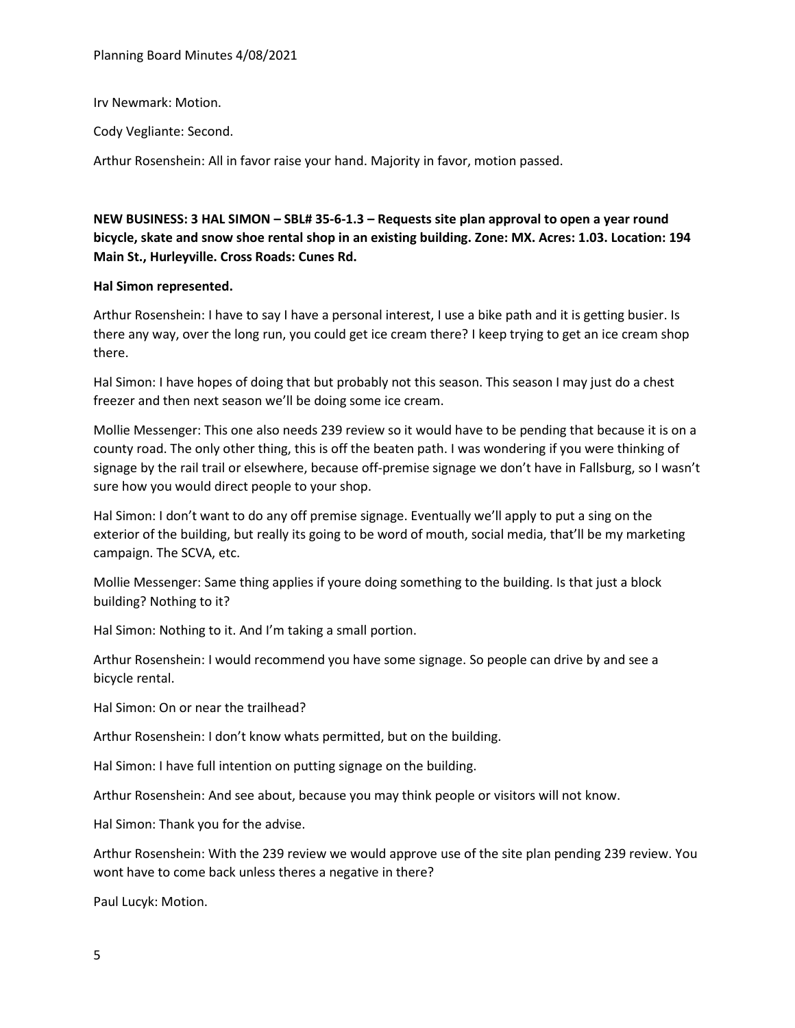Irv Newmark: Motion.

Cody Vegliante: Second.

Arthur Rosenshein: All in favor raise your hand. Majority in favor, motion passed.

**NEW BUSINESS: 3 HAL SIMON – SBL# 35-6-1.3 – Requests site plan approval to open a year round bicycle, skate and snow shoe rental shop in an existing building. Zone: MX. Acres: 1.03. Location: 194 Main St., Hurleyville. Cross Roads: Cunes Rd.**

**Hal Simon represented.**

Arthur Rosenshein: I have to say I have a personal interest, I use a bike path and it is getting busier. Is there any way, over the long run, you could get ice cream there? I keep trying to get an ice cream shop there.

Hal Simon: I have hopes of doing that but probably not this season. This season I may just do a chest freezer and then next season we'll be doing some ice cream.

Mollie Messenger: This one also needs 239 review so it would have to be pending that because it is on a county road. The only other thing, this is off the beaten path. I was wondering if you were thinking of signage by the rail trail or elsewhere, because off-premise signage we don't have in Fallsburg, so I wasn't sure how you would direct people to your shop.

Hal Simon: I don't want to do any off premise signage. Eventually we'll apply to put a sing on the exterior of the building, but really its going to be word of mouth, social media, that'll be my marketing campaign. The SCVA, etc.

Mollie Messenger: Same thing applies if youre doing something to the building. Is that just a block building? Nothing to it?

Hal Simon: Nothing to it. And I'm taking a small portion.

Arthur Rosenshein: I would recommend you have some signage. So people can drive by and see a bicycle rental.

Hal Simon: On or near the trailhead?

Arthur Rosenshein: I don't know whats permitted, but on the building.

Hal Simon: I have full intention on putting signage on the building.

Arthur Rosenshein: And see about, because you may think people or visitors will not know.

Hal Simon: Thank you for the advise.

Arthur Rosenshein: With the 239 review we would approve use of the site plan pending 239 review. You wont have to come back unless theres a negative in there?

Paul Lucyk: Motion.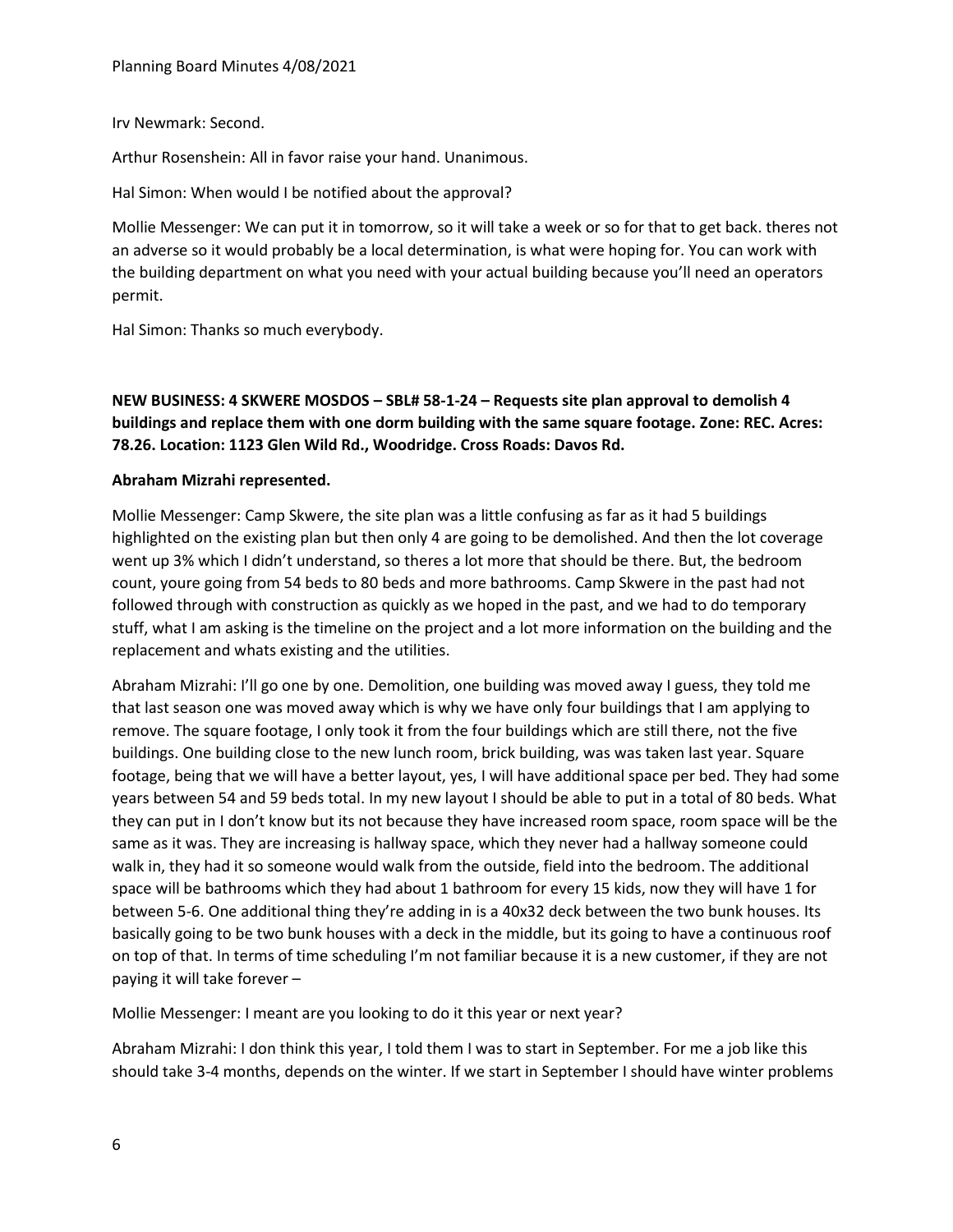Irv Newmark: Second.

Arthur Rosenshein: All in favor raise your hand. Unanimous.

Hal Simon: When would I be notified about the approval?

Mollie Messenger: We can put it in tomorrow, so it will take a week or so for that to get back. theres not an adverse so it would probably be a local determination, is what were hoping for. You can work with the building department on what you need with your actual building because you'll need an operators permit.

Hal Simon: Thanks so much everybody.

**NEW BUSINESS: 4 SKWERE MOSDOS – SBL# 58-1-24 – Requests site plan approval to demolish 4 buildings and replace them with one dorm building with the same square footage. Zone: REC. Acres: 78.26. Location: 1123 Glen Wild Rd., Woodridge. Cross Roads: Davos Rd.**

**Abraham Mizrahi represented.**

Mollie Messenger: Camp Skwere, the site plan was a little confusing as far as it had 5 buildings highlighted on the existing plan but then only 4 are going to be demolished. And then the lot coverage went up 3% which I didn't understand, so theres a lot more that should be there. But, the bedroom count, youre going from 54 beds to 80 beds and more bathrooms. Camp Skwere in the past had not followed through with construction as quickly as we hoped in the past, and we had to do temporary stuff, what I am asking is the timeline on the project and a lot more information on the building and the replacement and whats existing and the utilities.

Abraham Mizrahi: I'll go one by one. Demolition, one building was moved away I guess, they told me that last season one was moved away which is why we have only four buildings that I am applying to remove. The square footage, I only took it from the four buildings which are still there, not the five buildings. One building close to the new lunch room, brick building, was was taken last year. Square footage, being that we will have a better layout, yes, I will have additional space per bed. They had some years between 54 and 59 beds total. In my new layout I should be able to put in a total of 80 beds. What they can put in I don't know but its not because they have increased room space, room space will be the same as it was. They are increasing is hallway space, which they never had a hallway someone could walk in, they had it so someone would walk from the outside, field into the bedroom. The additional space will be bathrooms which they had about 1 bathroom for every 15 kids, now they will have 1 for between 5-6. One additional thing they're adding in is a 40x32 deck between the two bunk houses. Its basically going to be two bunk houses with a deck in the middle, but its going to have a continuous roof on top of that. In terms of time scheduling I'm not familiar because it is a new customer, if they are not paying it will take forever –

Mollie Messenger: I meant are you looking to do it this year or next year?

Abraham Mizrahi: I don think this year, I told them I was to start in September. For me a job like this should take 3-4 months, depends on the winter. If we start in September I should have winter problems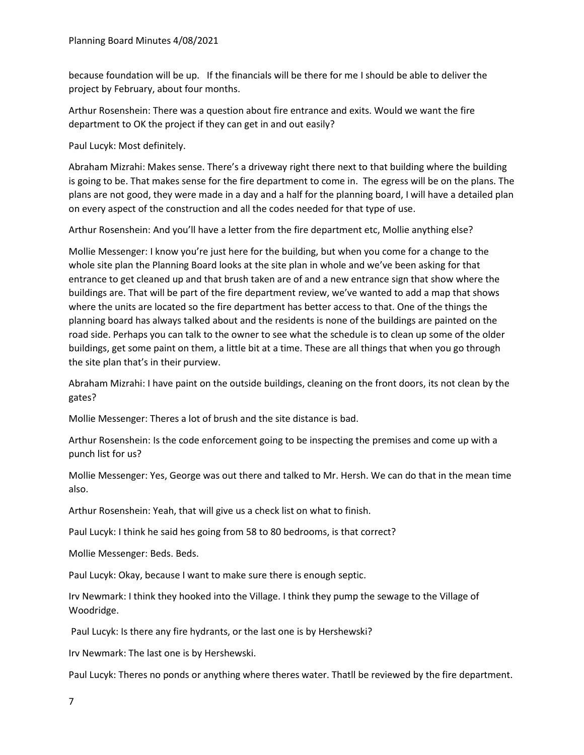because foundation will be up.   If the financials will be there for me I should be able to deliver the project by February, about four months.

Arthur Rosenshein: There was a question about fire entrance and exits. Would we want the fire department to OK the project if they can get in and out easily?

Paul Lucyk: Most definitely.

Abraham Mizrahi: Makes sense. There's a driveway right there next to that building where the building is going to be. That makes sense for the fire department to come in.  The egress will be on the plans. The plans are not good, they were made in a day and a half for the planning board, I will have a detailed plan on every aspect of the construction and all the codes needed for that type of use.

Arthur Rosenshein: And you'll have a letter from the fire department etc, Mollie anything else?

Mollie Messenger: I know you're just here for the building, but when you come for a change to the whole site plan the Planning Board looks at the site plan in whole and we've been asking for that entrance to get cleaned up and that brush taken are of and a new entrance sign that show where the buildings are. That will be part of the fire department review, we've wanted to add a map that shows where the units are located so the fire department has better access to that. One of the things the planning board has always talked about and the residents is none of the buildings are painted on the road side. Perhaps you can talk to the owner to see what the schedule is to clean up some of the older buildings, get some paint on them, a little bit at a time. These are all things that when you go through the site plan that's in their purview.

Abraham Mizrahi: I have paint on the outside buildings, cleaning on the front doors, its not clean by the gates?

Mollie Messenger: Theres a lot of brush and the site distance is bad.

Arthur Rosenshein: Is the code enforcement going to be inspecting the premises and come up with a punch list for us?

Mollie Messenger: Yes, George was out there and talked to Mr. Hersh. We can do that in the mean time also.

Arthur Rosenshein: Yeah, that will give us a check list on what to finish.

Paul Lucyk: I think he said hes going from 58 to 80 bedrooms, is that correct?

Mollie Messenger: Beds. Beds.

Paul Lucyk: Okay, because I want to make sure there is enough septic.

Irv Newmark: I think they hooked into the Village. I think they pump the sewage to the Village of Woodridge.

Paul Lucyk: Is there any fire hydrants, or the last one is by Hershewski?

Irv Newmark: The last one is by Hershewski.

Paul Lucyk: Theres no ponds or anything where theres water. Thatll be reviewed by the fire department.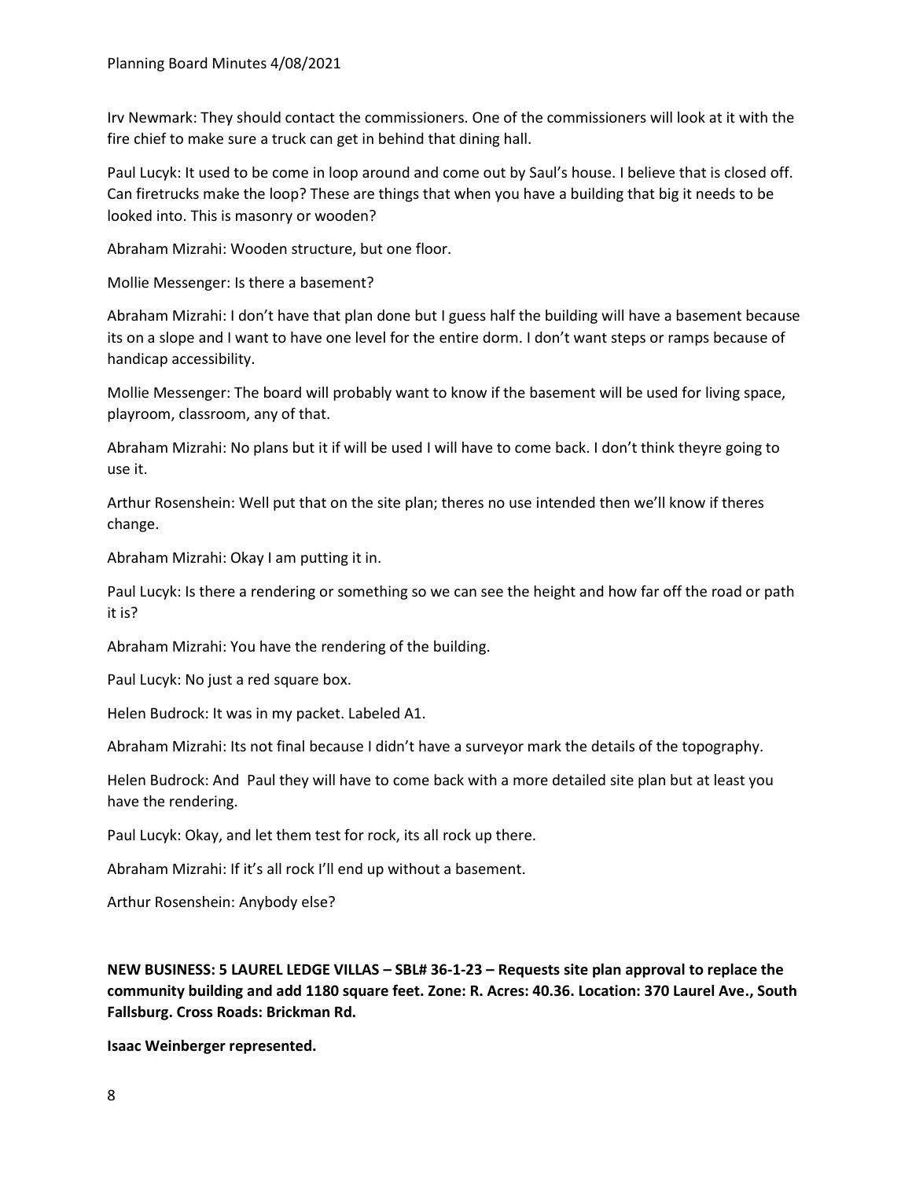Irv Newmark: They should contact the commissioners. One of the commissioners will look at it with the fire chief to make sure a truck can get in behind that dining hall.

Paul Lucyk: It used to be come in loop around and come out by Saul's house. I believe that is closed off. Can firetrucks make the loop? These are things that when you have a building that big it needs to be looked into. This is masonry or wooden?

Abraham Mizrahi: Wooden structure, but one floor.

Mollie Messenger: Is there a basement?

Abraham Mizrahi: I don't have that plan done but I guess half the building will have a basement because its on a slope and I want to have one level for the entire dorm. I don't want steps or ramps because of handicap accessibility.

Mollie Messenger: The board will probably want to know if the basement will be used for living space, playroom, classroom, any of that.

Abraham Mizrahi: No plans but it if will be used I will have to come back. I don't think theyre going to use it.

Arthur Rosenshein: Well put that on the site plan; theres no use intended then we'll know if theres change.

Abraham Mizrahi: Okay I am putting it in.

Paul Lucyk: Is there a rendering or something so we can see the height and how far off the road or path it is?

Abraham Mizrahi: You have the rendering of the building.

Paul Lucyk: No just a red square box.

Helen Budrock: It was in my packet. Labeled A1.

Abraham Mizrahi: Its not final because I didn't have a surveyor mark the details of the topography.

Helen Budrock: And Paul they will have to come back with a more detailed site plan but at least you have the rendering.

Paul Lucyk: Okay, and let them test for rock, its all rock up there.

Abraham Mizrahi: If it's all rock I'll end up without a basement.

Arthur Rosenshein: Anybody else?

**NEW BUSINESS: 5 LAUREL LEDGE VILLAS – SBL# 36-1-23 – Requests site plan approval to replace the community building and add 1180 square feet. Zone: R. Acres: 40.36. Location: 370 Laurel Ave., South Fallsburg. Cross Roads: Brickman Rd.**

**Isaac Weinberger represented.**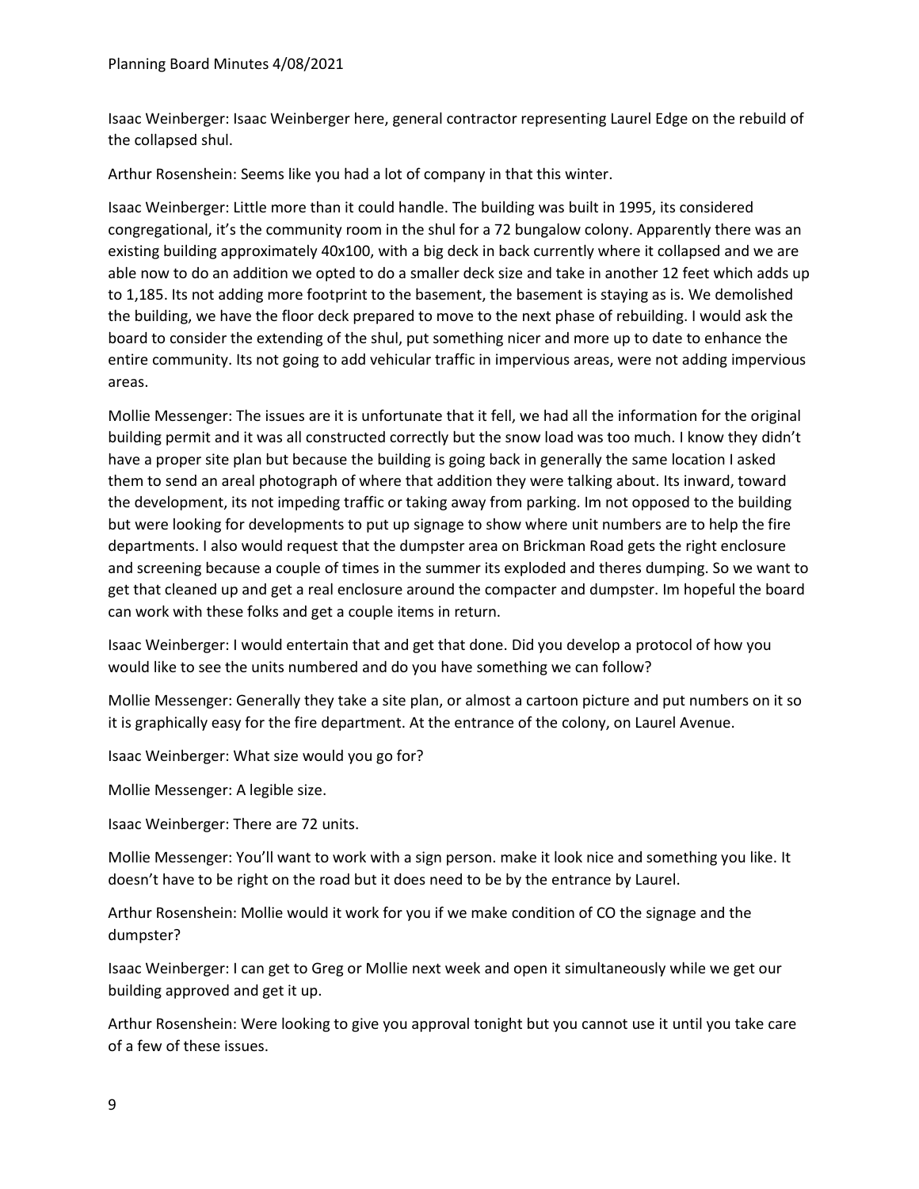Isaac Weinberger: Isaac Weinberger here, general contractor representing Laurel Edge on the rebuild of the collapsed shul.

Arthur Rosenshein: Seems like you had a lot of company in that this winter.

Isaac Weinberger: Little more than it could handle. The building was built in 1995, its considered congregational, it's the community room in the shul for a 72 bungalow colony. Apparently there was an existing building approximately 40x100, with a big deck in back currently where it collapsed and we are able now to do an addition we opted to do a smaller deck size and take in another 12 feet which adds up to 1,185. Its not adding more footprint to the basement, the basement is staying as is. We demolished the building, we have the floor deck prepared to move to the next phase of rebuilding. I would ask the board to consider the extending of the shul, put something nicer and more up to date to enhance the entire community. Its not going to add vehicular traffic in impervious areas, were not adding impervious areas.

Mollie Messenger: The issues are it is unfortunate that it fell, we had all the information for the original building permit and it was all constructed correctly but the snow load was too much. I know they didn't have a proper site plan but because the building is going back in generally the same location I asked them to send an areal photograph of where that addition they were talking about. Its inward, toward the development, its not impeding traffic or taking away from parking. Im not opposed to the building but were looking for developments to put up signage to show where unit numbers are to help the fire departments. I also would request that the dumpster area on Brickman Road gets the right enclosure and screening because a couple of times in the summer its exploded and theres dumping. So we want to get that cleaned up and get a real enclosure around the compacter and dumpster. Im hopeful the board can work with these folks and get a couple items in return.

Isaac Weinberger: I would entertain that and get that done. Did you develop a protocol of how you would like to see the units numbered and do you have something we can follow?

Mollie Messenger: Generally they take a site plan, or almost a cartoon picture and put numbers on it so it is graphically easy for the fire department. At the entrance of the colony, on Laurel Avenue.

Isaac Weinberger: What size would you go for?

Mollie Messenger: A legible size.

Isaac Weinberger: There are 72 units.

Mollie Messenger: You'll want to work with a sign person. make it look nice and something you like. It doesn't have to be right on the road but it does need to be by the entrance by Laurel.

Arthur Rosenshein: Mollie would it work for you if we make condition of CO the signage and the dumpster?

Isaac Weinberger: I can get to Greg or Mollie next week and open it simultaneously while we get our building approved and get it up.

Arthur Rosenshein: Were looking to give you approval tonight but you cannot use it until you take care of a few of these issues.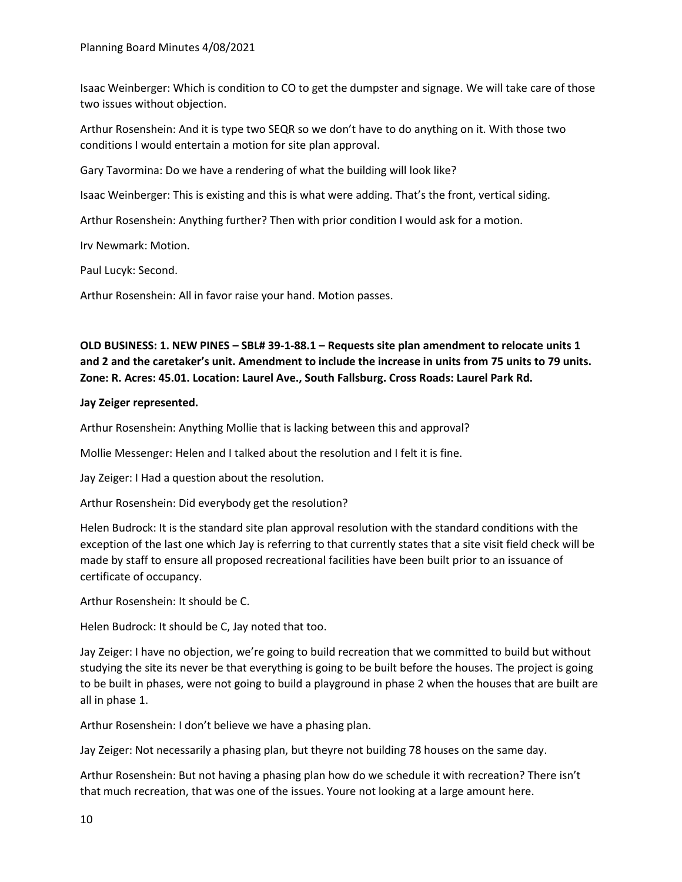Isaac Weinberger: Which is condition to CO to get the dumpster and signage. We will take care of those two issues without objection.

Arthur Rosenshein: And it is type two SEQR so we don't have to do anything on it. With those two conditions I would entertain a motion for site plan approval.

Gary Tavormina: Do we have a rendering of what the building will look like?

Isaac Weinberger: This is existing and this is what were adding. That's the front, vertical siding.

Arthur Rosenshein: Anything further? Then with prior condition I would ask for a motion.

Irv Newmark: Motion.

Paul Lucyk: Second.

Arthur Rosenshein: All in favor raise your hand. Motion passes.

**OLD BUSINESS: 1. NEW PINES – SBL# 39-1-88.1 – Requests site plan amendment to relocate units 1 and 2 and the caretaker's unit. Amendment to include the increase in units from 75 units to 79 units. Zone: R. Acres: 45.01. Location: Laurel Ave., South Fallsburg. Cross Roads: Laurel Park Rd.**

**Jay Zeiger represented.**

Arthur Rosenshein: Anything Mollie that is lacking between this and approval?

Mollie Messenger: Helen and I talked about the resolution and I felt it is fine.

Jay Zeiger: I Had a question about the resolution.

Arthur Rosenshein: Did everybody get the resolution?

Helen Budrock: It is the standard site plan approval resolution with the standard conditions with the exception of the last one which Jay is referring to that currently states that a site visit field check will be made by staff to ensure all proposed recreational facilities have been built prior to an issuance of certificate of occupancy.

Arthur Rosenshein: It should be C.

Helen Budrock: It should be C, Jay noted that too.

Jay Zeiger: I have no objection, we're going to build recreation that we committed to build but without studying the site its never be that everything is going to be built before the houses. The project is going to be built in phases, were not going to build a playground in phase 2 when the houses that are built are all in phase 1.

Arthur Rosenshein: I don't believe we have a phasing plan.

Jay Zeiger: Not necessarily a phasing plan, but theyre not building 78 houses on the same day.

Arthur Rosenshein: But not having a phasing plan how do we schedule it with recreation? There isn't that much recreation, that was one of the issues. Youre not looking at a large amount here.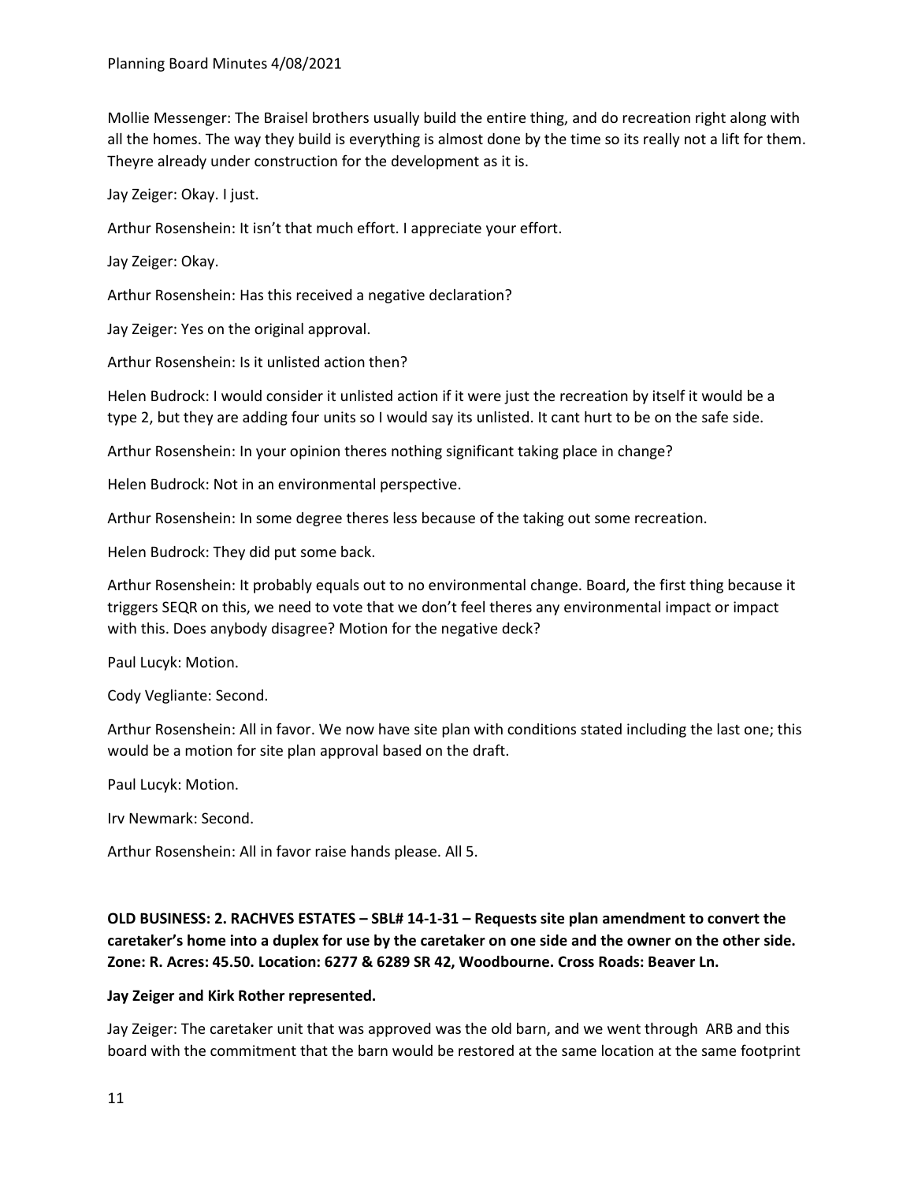Mollie Messenger: The Braisel brothers usually build the entire thing, and do recreation right along with all the homes. The way they build is everything is almost done by the time so its really not a lift for them. Theyre already under construction for the development as it is.

Jay Zeiger: Okay. I just.

Arthur Rosenshein: It isn't that much effort. I appreciate your effort.

Jay Zeiger: Okay.

Arthur Rosenshein: Has this received a negative declaration?

Jay Zeiger: Yes on the original approval.

Arthur Rosenshein: Is it unlisted action then?

Helen Budrock: I would consider it unlisted action if it were just the recreation by itself it would be a type 2, but they are adding four units so I would say its unlisted. It cant hurt to be on the safe side.

Arthur Rosenshein: In your opinion theres nothing significant taking place in change?

Helen Budrock: Not in an environmental perspective.

Arthur Rosenshein: In some degree theres less because of the taking out some recreation.

Helen Budrock: They did put some back.

Arthur Rosenshein: It probably equals out to no environmental change. Board, the first thing because it triggers SEQR on this, we need to vote that we don't feel theres any environmental impact or impact with this. Does anybody disagree? Motion for the negative deck?

Paul Lucyk: Motion.

Cody Vegliante: Second.

Arthur Rosenshein: All in favor. We now have site plan with conditions stated including the last one; this would be a motion for site plan approval based on the draft.

Paul Lucyk: Motion.

Irv Newmark: Second.

Arthur Rosenshein: All in favor raise hands please. All 5.

**OLD BUSINESS: 2. RACHVES ESTATES – SBL# 14-1-31 – Requests site plan amendment to convert the caretaker's home into a duplex for use by the caretaker on one side and the owner on the other side. Zone: R. Acres: 45.50. Location: 6277 & 6289 SR 42, Woodbourne. Cross Roads: Beaver Ln.**

**Jay Zeiger and Kirk Rother represented.**

Jay Zeiger: The caretaker unit that was approved was the old barn, and we went through ARB and this board with the commitment that the barn would be restored at the same location at the same footprint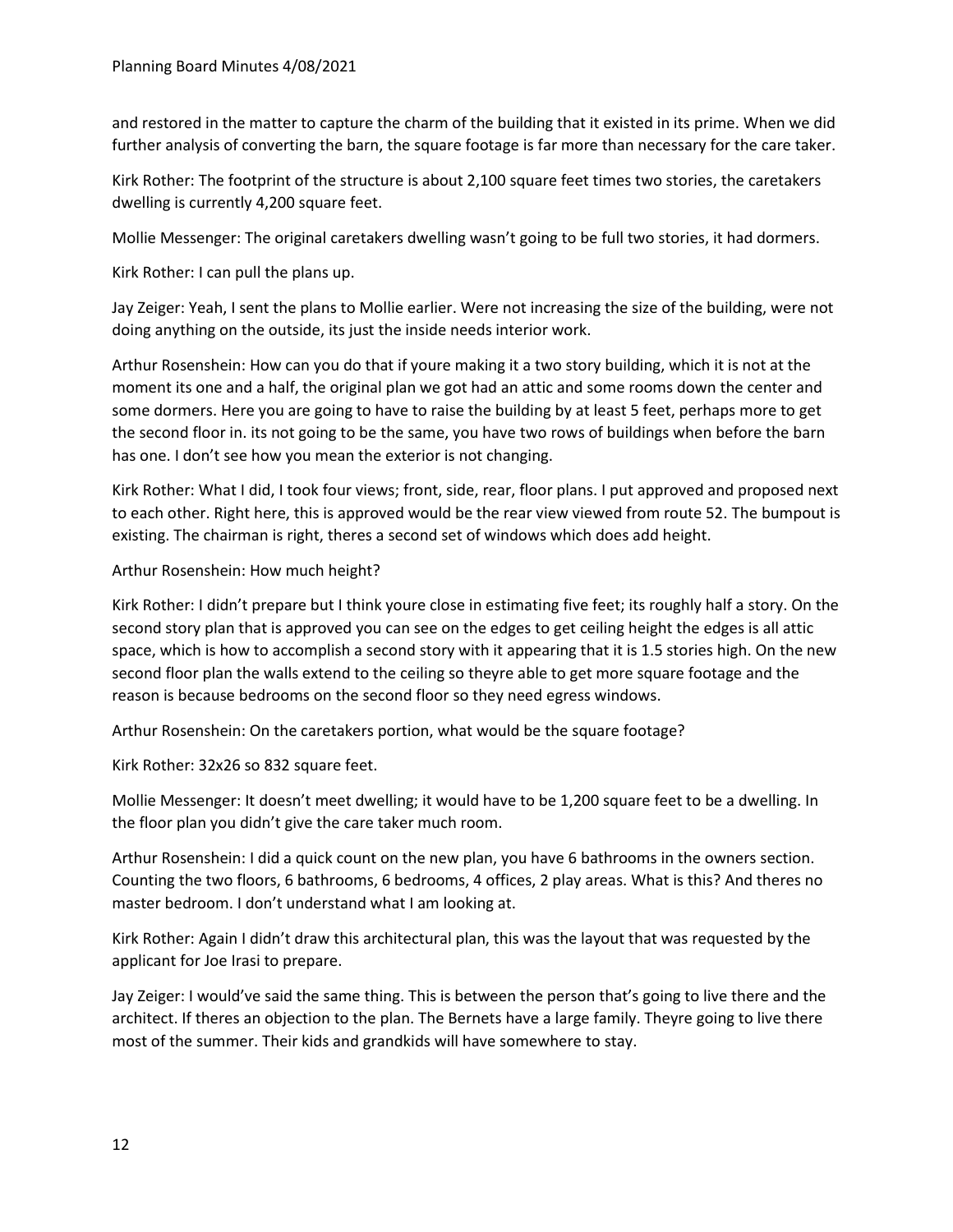and restored in the matter to capture the charm of the building that it existed in its prime. When we did further analysis of converting the barn, the square footage is far more than necessary for the care taker.

Kirk Rother: The footprint of the structure is about 2,100 square feet times two stories, the caretakers dwelling is currently 4,200 square feet.

Mollie Messenger: The original caretakers dwelling wasn't going to be full two stories, it had dormers.

Kirk Rother: I can pull the plans up.

Jay Zeiger: Yeah, I sent the plans to Mollie earlier. Were not increasing the size of the building, were not doing anything on the outside, its just the inside needs interior work.

Arthur Rosenshein: How can you do that if youre making it a two story building, which it is not at the moment its one and a half, the original plan we got had an attic and some rooms down the center and some dormers. Here you are going to have to raise the building by at least 5 feet, perhaps more to get the second floor in. its not going to be the same, you have two rows of buildings when before the barn has one. I don't see how you mean the exterior is not changing.

Kirk Rother: What I did, I took four views; front, side, rear, floor plans. I put approved and proposed next to each other. Right here, this is approved would be the rear view viewed from route 52. The bumpout is existing. The chairman is right, theres a second set of windows which does add height.

Arthur Rosenshein: How much height?

Kirk Rother: I didn't prepare but I think youre close in estimating five feet; its roughly half a story. On the second story plan that is approved you can see on the edges to get ceiling height the edges is all attic space, which is how to accomplish a second story with it appearing that it is 1.5 stories high. On the new second floor plan the walls extend to the ceiling so theyre able to get more square footage and the reason is because bedrooms on the second floor so they need egress windows.

Arthur Rosenshein: On the caretakers portion, what would be the square footage?

Kirk Rother: 32x26 so 832 square feet.

Mollie Messenger: It doesn't meet dwelling; it would have to be 1,200 square feet to be a dwelling. In the floor plan you didn't give the care taker much room.

Arthur Rosenshein: I did a quick count on the new plan, you have 6 bathrooms in the owners section. Counting the two floors, 6 bathrooms, 6 bedrooms, 4 offices, 2 play areas. What is this? And theres no master bedroom. I don't understand what I am looking at.

Kirk Rother: Again I didn't draw this architectural plan, this was the layout that was requested by the applicant for Joe Irasi to prepare.

Jay Zeiger: I would've said the same thing. This is between the person that's going to live there and the architect. If theres an objection to the plan. The Bernets have a large family. Theyre going to live there most of the summer. Their kids and grandkids will have somewhere to stay.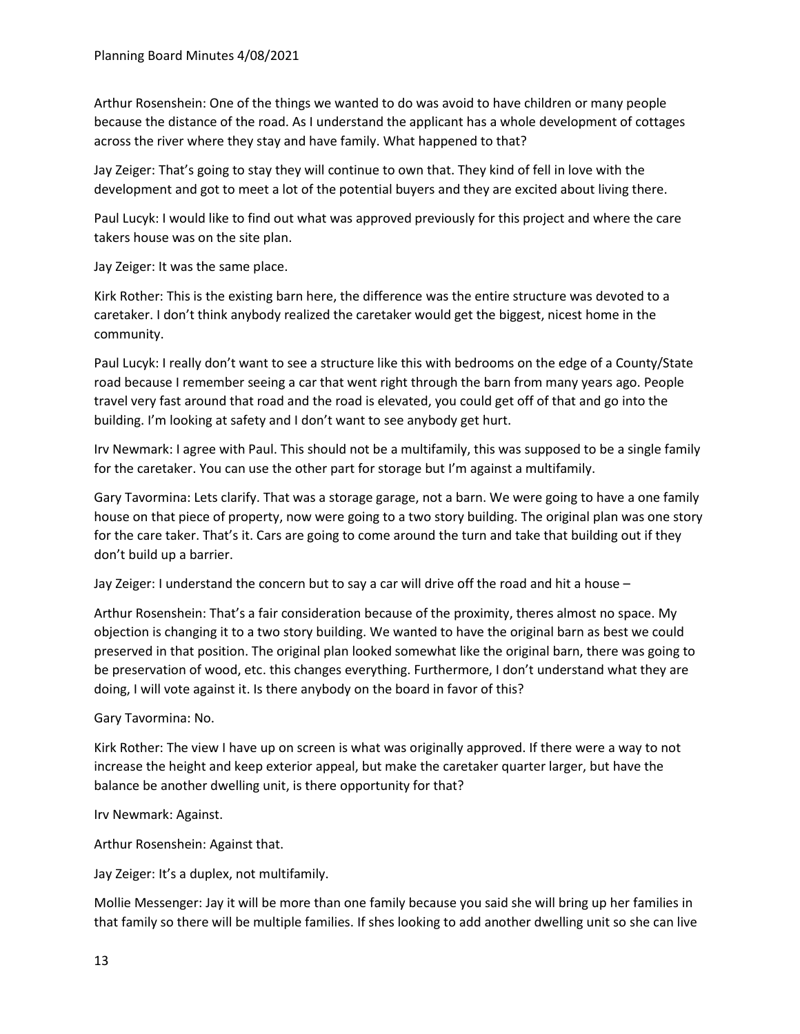Arthur Rosenshein: One of the things we wanted to do was avoid to have children or many people because the distance of the road. As I understand the applicant has a whole development of cottages across the river where they stay and have family. What happened to that?

Jay Zeiger: That's going to stay they will continue to own that. They kind of fell in love with the development and got to meet a lot of the potential buyers and they are excited about living there.

Paul Lucyk: I would like to find out what was approved previously for this project and where the care takers house was on the site plan.

Jay Zeiger: It was the same place.

Kirk Rother: This is the existing barn here, the difference was the entire structure was devoted to a caretaker. I don't think anybody realized the caretaker would get the biggest, nicest home in the community.

Paul Lucyk: I really don't want to see a structure like this with bedrooms on the edge of a County/State road because I remember seeing a car that went right through the barn from many years ago. People travel very fast around that road and the road is elevated, you could get off of that and go into the building. I'm looking at safety and I don't want to see anybody get hurt.

Irv Newmark: I agree with Paul. This should not be a multifamily, this was supposed to be a single family for the caretaker. You can use the other part for storage but I'm against a multifamily.

Gary Tavormina: Lets clarify. That was a storage garage, not a barn. We were going to have a one family house on that piece of property, now were going to a two story building. The original plan was one story for the care taker. That's it. Cars are going to come around the turn and take that building out if they don't build up a barrier.

Jay Zeiger: I understand the concern but to say a car will drive off the road and hit a house –

Arthur Rosenshein: That's a fair consideration because of the proximity, theres almost no space. My objection is changing it to a two story building. We wanted to have the original barn as best we could preserved in that position. The original plan looked somewhat like the original barn, there was going to be preservation of wood, etc. this changes everything. Furthermore, I don't understand what they are doing, I will vote against it. Is there anybody on the board in favor of this?

Gary Tavormina: No.

Kirk Rother: The view I have up on screen is what was originally approved. If there were a way to not increase the height and keep exterior appeal, but make the caretaker quarter larger, but have the balance be another dwelling unit, is there opportunity for that?

Irv Newmark: Against.

Arthur Rosenshein: Against that.

Jay Zeiger: It's a duplex, not multifamily.

Mollie Messenger: Jay it will be more than one family because you said she will bring up her families in that family so there will be multiple families. If shes looking to add another dwelling unit so she can live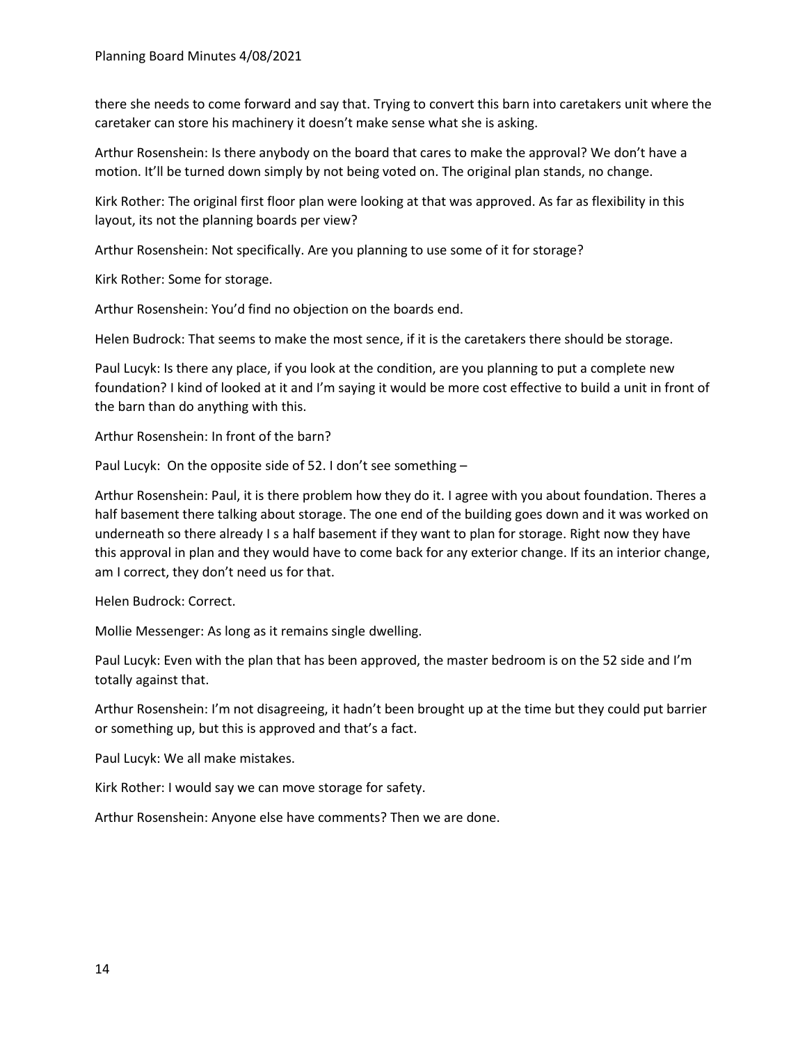there she needs to come forward and say that. Trying to convert this barn into caretakers unit where the caretaker can store his machinery it doesn't make sense what she is asking.

Arthur Rosenshein: Is there anybody on the board that cares to make the approval? We don't have a motion. It'll be turned down simply by not being voted on. The original plan stands, no change.

Kirk Rother: The original first floor plan were looking at that was approved. As far as flexibility in this layout, its not the planning boards per view?

Arthur Rosenshein: Not specifically. Are you planning to use some of it for storage?

Kirk Rother: Some for storage.

Arthur Rosenshein: You'd find no objection on the boards end.

Helen Budrock: That seems to make the most sence, if it is the caretakers there should be storage.

Paul Lucyk: Is there any place, if you look at the condition, are you planning to put a complete new foundation? I kind of looked at it and I'm saying it would be more cost effective to build a unit in front of the barn than do anything with this.

Arthur Rosenshein: In front of the barn?

Paul Lucyk: On the opposite side of 52. I don't see something –

Arthur Rosenshein: Paul, it is there problem how they do it. I agree with you about foundation. Theres a half basement there talking about storage. The one end of the building goes down and it was worked on underneath so there already I s a half basement if they want to plan for storage. Right now they have this approval in plan and they would have to come back for any exterior change. If its an interior change, am I correct, they don't need us for that.

Helen Budrock: Correct.

Mollie Messenger: As long as it remains single dwelling.

Paul Lucyk: Even with the plan that has been approved, the master bedroom is on the 52 side and I'm totally against that.

Arthur Rosenshein: I'm not disagreeing, it hadn't been brought up at the time but they could put barrier or something up, but this is approved and that's a fact.

Paul Lucyk: We all make mistakes.

Kirk Rother: I would say we can move storage for safety.

Arthur Rosenshein: Anyone else have comments? Then we are done.